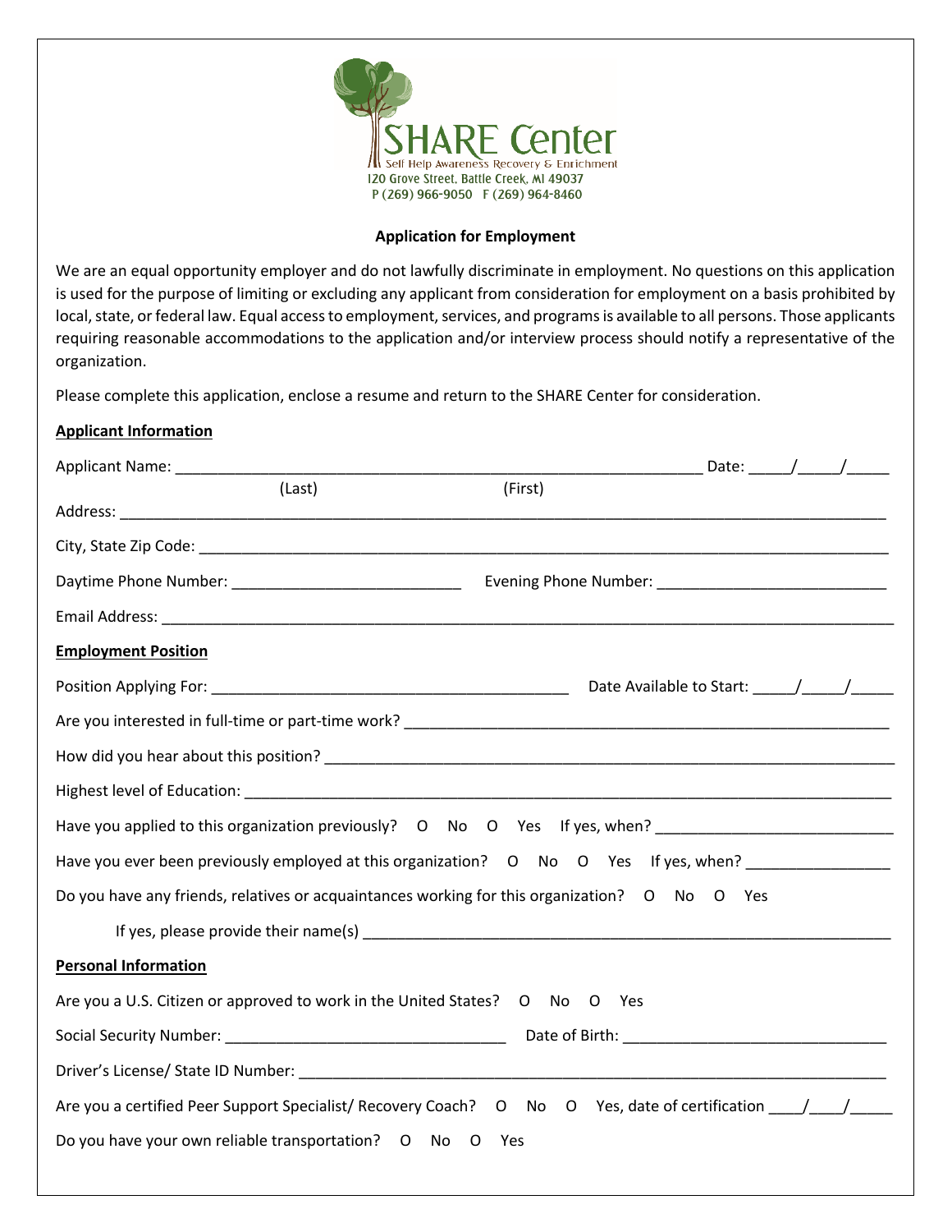SHARE Center
Self Help Awareness Recovery & Enrichment
120 Grove Street, Battle Creek, MI 49037
P (269) 966-9050 F (269) 964-8460

## Application for Employment

We are an equal opportunity employer and do not lawfully discriminate in employment. No questions on this application is used for the purpose of limiting or excluding any applicant from consideration for employment on a basis prohibited by local, state, or federal law. Equal access to employment, services, and programs is available to all persons. Those applicants requiring reasonable accommodations to the application and/or interview process should notify a representative of the organization.

Please complete this application, enclose a resume and return to the SHARE Center for consideration.

### Applicant Information

Applicant Name: ______________________________________________ Date: _____/_____/_____
(Last) (First)

Address: ______________________________________________________________________

City, State Zip Code: ____________________________________________________________

Daytime Phone Number: ___________________________ Evening Phone Number: ___________________________

Email Address: ________________________________________________________________

### Employment Position

Position Applying For: ________________________________ Date Available to Start: _____/_____/_____

Are you interested in full-time or part-time work? _____________________________________

How did you hear about this position? _______________________________________________

Highest level of Education: ________________________________________________________

Have you applied to this organization previously? O No O Yes If yes, when? ___________________________

Have you ever been previously employed at this organization? O No O Yes If yes, when? ________________

Do you have any friends, relatives or acquaintances working for this organization? O No O Yes

If yes, please provide their name(s) _________________________________________________

### Personal Information

Are you a U.S. Citizen or approved to work in the United States? O No O Yes

Social Security Number: _________________________________ Date of Birth: ______________________________

Driver's License/ State ID Number: _________________________________________________

Are you a certified Peer Support Specialist/ Recovery Coach? O No O Yes, date of certification ____/____/_____

Do you have your own reliable transportation? O No O Yes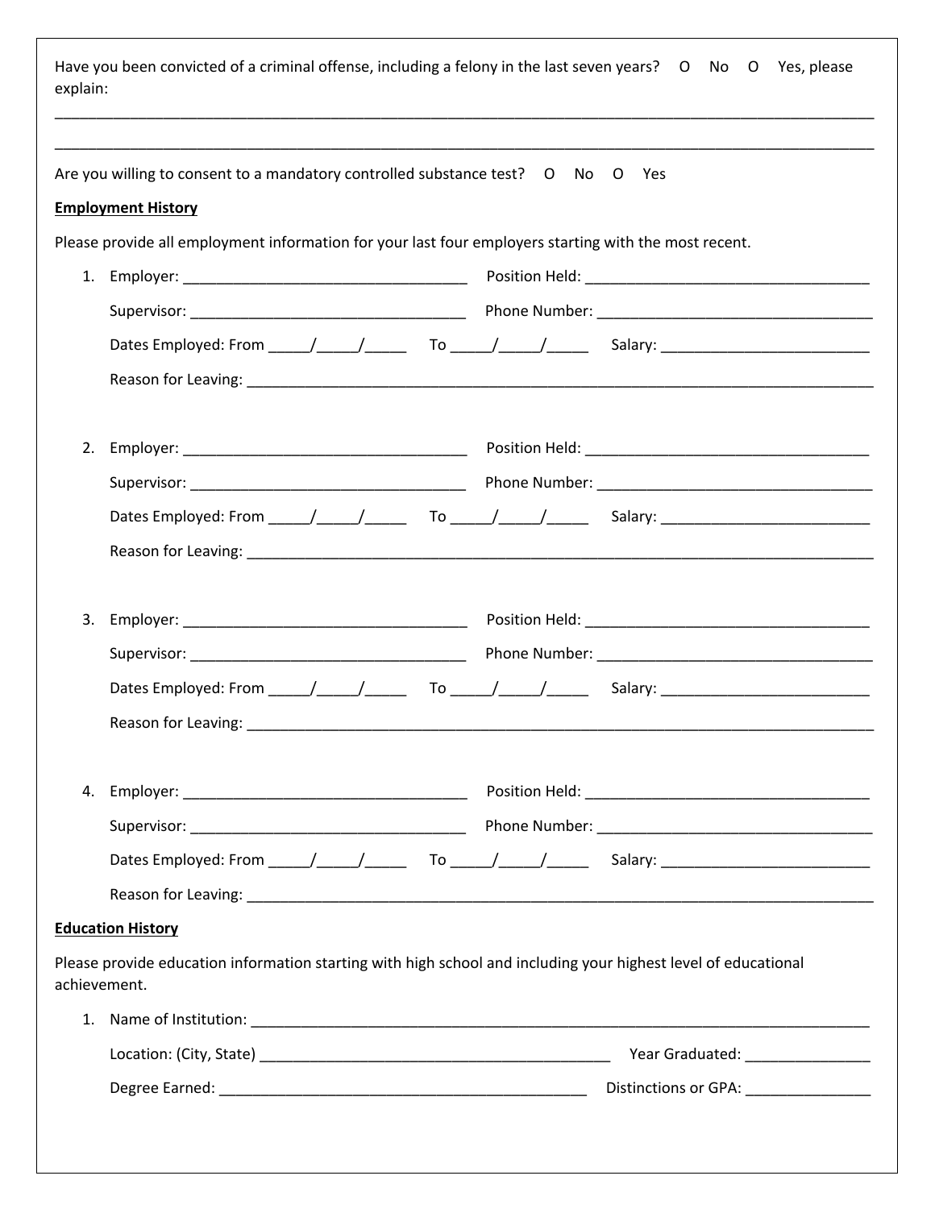Have you been convicted of a criminal offense, including a felony in the last seven years? O No O Yes, please explain:

_____________________________________________________________________________________________

_____________________________________________________________________________________________

Are you willing to consent to a mandatory controlled substance test? O No O Yes

**Employment History**

Please provide all employment information for your last four employers starting with the most recent.

1. Employer: ________________________________ Position Held: ________________________________

   Supervisor: ________________________________ Phone Number: ________________________________

   Dates Employed: From _____/_____/_____ To _____/_____/_____ Salary: ________________________

   Reason for Leaving: ____________________________________________________________________

2. Employer: ________________________________ Position Held: ________________________________

   Supervisor: ________________________________ Phone Number: ________________________________

   Dates Employed: From _____/_____/_____ To _____/_____/_____ Salary: ________________________

   Reason for Leaving: ____________________________________________________________________

3. Employer: ________________________________ Position Held: ________________________________

   Supervisor: ________________________________ Phone Number: ________________________________

   Dates Employed: From _____/_____/_____ To _____/_____/_____ Salary: ________________________

   Reason for Leaving: ____________________________________________________________________

4. Employer: ________________________________ Position Held: ________________________________

   Supervisor: ________________________________ Phone Number: ________________________________

   Dates Employed: From _____/_____/_____ To _____/_____/_____ Salary: ________________________

   Reason for Leaving: ____________________________________________________________________

**Education History**

Please provide education information starting with high school and including your highest level of educational achievement.

1. Name of Institution: ____________________________________________________________________

   Location: (City, State) ________________________________________ Year Graduated: _______________

   Degree Earned: ____________________________________________ Distinctions or GPA: _______________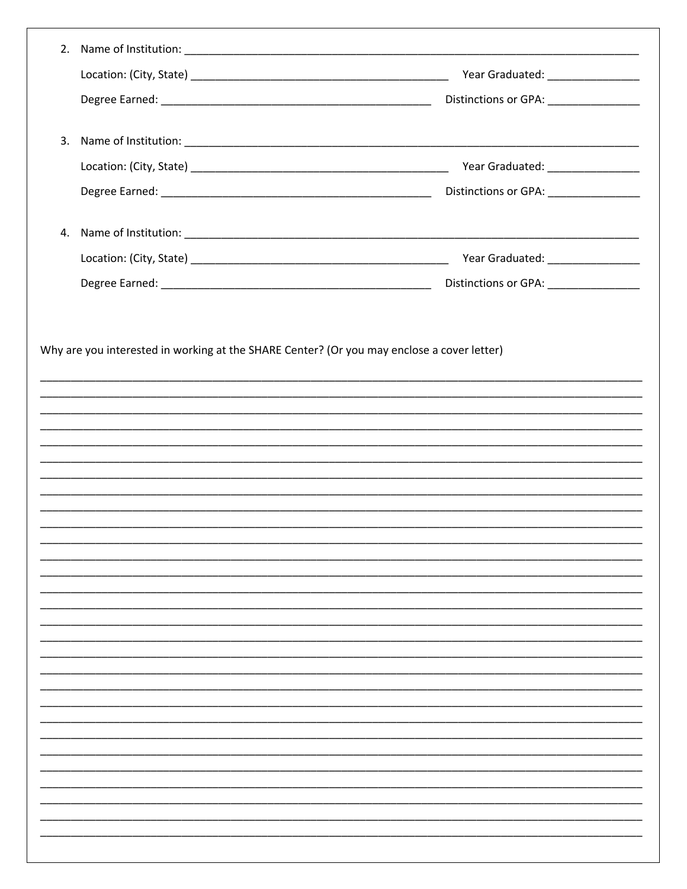2. Name of Institution: ______________________________________________

   Location: (City, State) ______________________________ Year Graduated: ____________

   Degree Earned: ______________________________ Distinctions or GPA: ____________

3. Name of Institution: ______________________________________________

   Location: (City, State) ______________________________ Year Graduated: ____________

   Degree Earned: ______________________________ Distinctions or GPA: ____________

4. Name of Institution: ______________________________________________

   Location: (City, State) ______________________________ Year Graduated: ____________

   Degree Earned: ______________________________ Distinctions or GPA: ____________

Why are you interested in working at the SHARE Center? (Or you may enclose a cover letter)

______________________________________________________________________________

______________________________________________________________________________

______________________________________________________________________________

______________________________________________________________________________

______________________________________________________________________________

______________________________________________________________________________

______________________________________________________________________________

______________________________________________________________________________

______________________________________________________________________________

______________________________________________________________________________

______________________________________________________________________________

______________________________________________________________________________

______________________________________________________________________________

______________________________________________________________________________

______________________________________________________________________________

______________________________________________________________________________

______________________________________________________________________________

______________________________________________________________________________

______________________________________________________________________________

______________________________________________________________________________

______________________________________________________________________________

______________________________________________________________________________

______________________________________________________________________________

______________________________________________________________________________

______________________________________________________________________________

______________________________________________________________________________

______________________________________________________________________________

______________________________________________________________________________